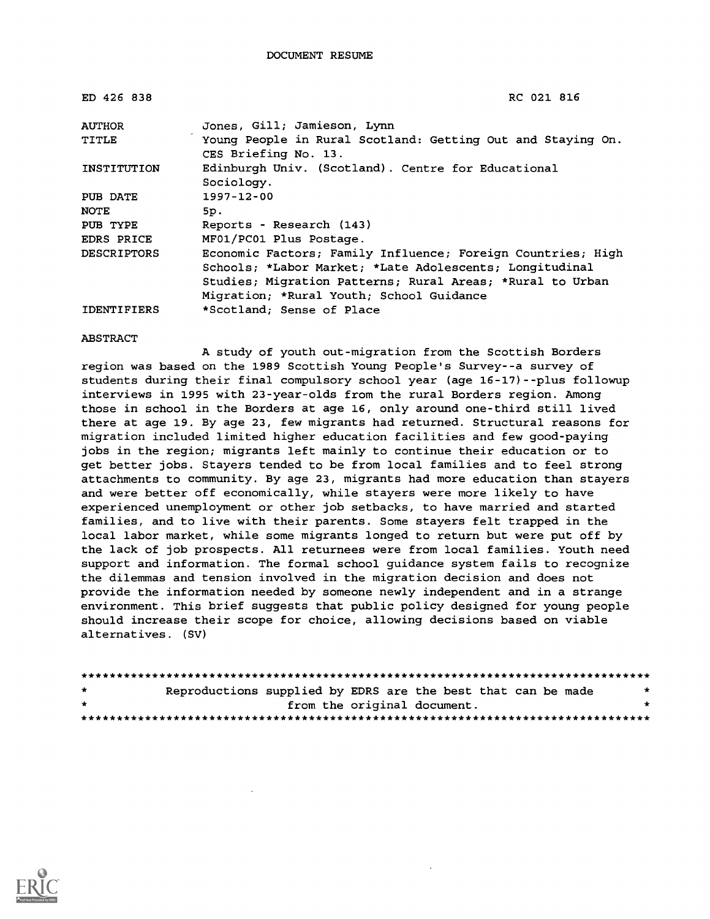DOCUMENT RESUME

| | |
|---|---|
| ED 426 838 | RC 021 816 |
| AUTHOR | Jones, Gill; Jamieson, Lynn |
| TITLE | Young People in Rural Scotland: Getting Out and Staying On. CES Briefing No. 13. |
| INSTITUTION | Edinburgh Univ. (Scotland). Centre for Educational Sociology. |
| PUB DATE | 1997-12-00 |
| NOTE | 5p. |
| PUB TYPE | Reports - Research (143) |
| EDRS PRICE | MF01/PC01 Plus Postage. |
| DESCRIPTORS | Economic Factors; Family Influence; Foreign Countries; High Schools; *Labor Market; *Late Adolescents; Longitudinal Studies; Migration Patterns; Rural Areas; *Rural to Urban Migration; *Rural Youth; School Guidance |
| IDENTIFIERS | *Scotland; Sense of Place |

ABSTRACT

A study of youth out-migration from the Scottish Borders region was based on the 1989 Scottish Young People's Survey--a survey of students during their final compulsory school year (age 16-17)--plus followup interviews in 1995 with 23-year-olds from the rural Borders region. Among those in school in the Borders at age 16, only around one-third still lived there at age 19. By age 23, few migrants had returned. Structural reasons for migration included limited higher education facilities and few good-paying jobs in the region; migrants left mainly to continue their education or to get better jobs. Stayers tended to be from local families and to feel strong attachments to community. By age 23, migrants had more education than stayers and were better off economically, while stayers were more likely to have experienced unemployment or other job setbacks, to have married and started families, and to live with their parents. Some stayers felt trapped in the local labor market, while some migrants longed to return but were put off by the lack of job prospects. All returnees were from local families. Youth need support and information. The formal school guidance system fails to recognize the dilemmas and tension involved in the migration decision and does not provide the information needed by someone newly independent and in a strange environment. This brief suggests that public policy designed for young people should increase their scope for choice, allowing decisions based on viable alternatives. (SV)

********************************************************************************
* Reproductions supplied by EDRS are the best that can be made *
* from the original document. *
********************************************************************************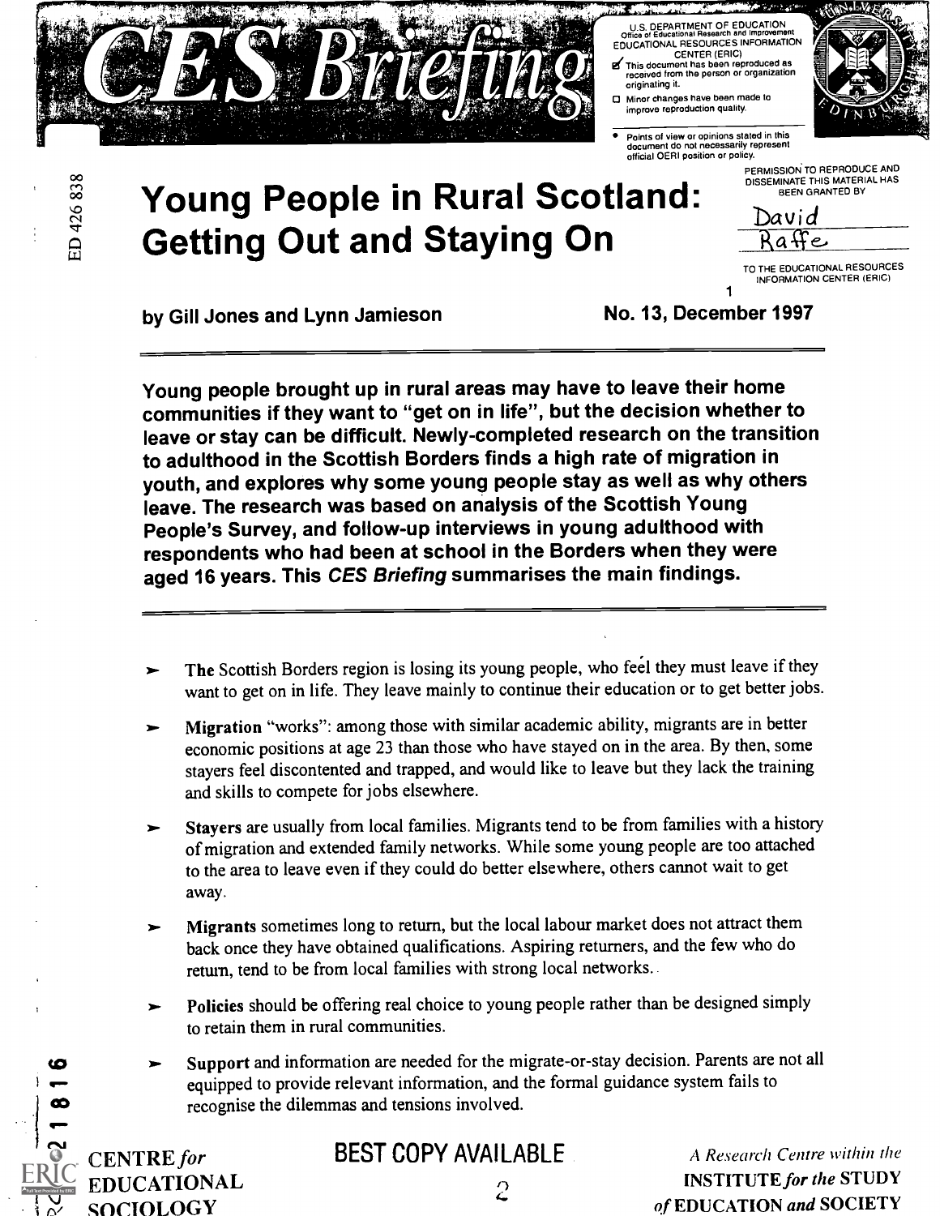# Young People in Rural Scotland: Getting Out and Staying On

by Gill Jones and Lynn Jamieson

No. 13, December 1997

**Young people brought up in rural areas may have to leave their home communities if they want to "get on in life", but the decision whether to leave or stay can be difficult. Newly-completed research on the transition to adulthood in the Scottish Borders finds a high rate of migration in youth, and explores why some young people stay as well as why others leave. The research was based on analysis of the Scottish Young People's Survey, and follow-up interviews in young adulthood with respondents who had been at school in the Borders when they were aged 16 years. This *CES Briefing* summarises the main findings.**

- **The** Scottish Borders region is losing its young people, who feel they must leave if they want to get on in life. They leave mainly to continue their education or to get better jobs.
- **Migration** "works": among those with similar academic ability, migrants are in better economic positions at age 23 than those who have stayed on in the area. By then, some stayers feel discontented and trapped, and would like to leave but they lack the training and skills to compete for jobs elsewhere.
- **Stayers** are usually from local families. Migrants tend to be from families with a history of migration and extended family networks. While some young people are too attached to the area to leave even if they could do better elsewhere, others cannot wait to get away.
- **Migrants** sometimes long to return, but the local labour market does not attract them back once they have obtained qualifications. Aspiring returners, and the few who do return, tend to be from local families with strong local networks.
- **Policies** should be offering real choice to young people rather than be designed simply to retain them in rural communities.
- **Support** and information are needed for the migrate-or-stay decision. Parents are not all equipped to provide relevant information, and the formal guidance system fails to recognise the dilemmas and tensions involved.

CENTRE *for* EDUCATIONAL SOCIOLOGY

*A Research Centre within the* INSTITUTE *for the* STUDY *of* EDUCATION *and* SOCIETY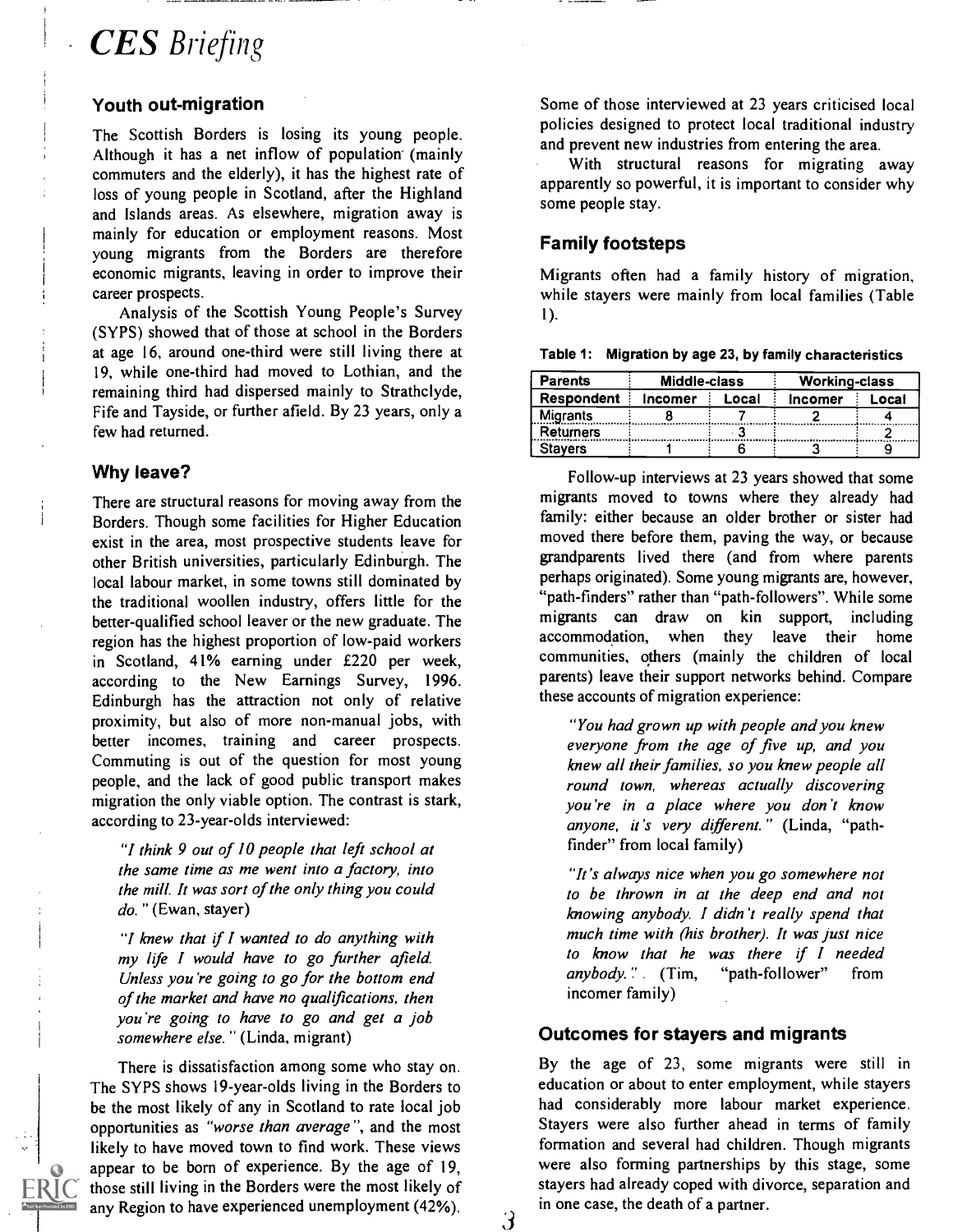## Youth out-migration

The Scottish Borders is losing its young people. Although it has a net inflow of population (mainly commuters and the elderly), it has the highest rate of loss of young people in Scotland, after the Highland and Islands areas. As elsewhere, migration away is mainly for education or employment reasons. Most young migrants from the Borders are therefore economic migrants, leaving in order to improve their career prospects.

Analysis of the Scottish Young People's Survey (SYPS) showed that of those at school in the Borders at age 16, around one-third were still living there at 19, while one-third had moved to Lothian, and the remaining third had dispersed mainly to Strathclyde, Fife and Tayside, or further afield. By 23 years, only a few had returned.

## Why leave?

There are structural reasons for moving away from the Borders. Though some facilities for Higher Education exist in the area, most prospective students leave for other British universities, particularly Edinburgh. The local labour market, in some towns still dominated by the traditional woollen industry, offers little for the better-qualified school leaver or the new graduate. The region has the highest proportion of low-paid workers in Scotland, 41% earning under £220 per week, according to the New Earnings Survey, 1996. Edinburgh has the attraction not only of relative proximity, but also of more non-manual jobs, with better incomes, training and career prospects. Commuting is out of the question for most young people, and the lack of good public transport makes migration the only viable option. The contrast is stark, according to 23-year-olds interviewed:

> *"I think 9 out of 10 people that left school at the same time as me went into a factory, into the mill. It was sort of the only thing you could do."* (Ewan, stayer)

> *"I knew that if I wanted to do anything with my life I would have to go further afield. Unless you're going to go for the bottom end of the market and have no qualifications, then you're going to have to go and get a job somewhere else."* (Linda, migrant)

There is dissatisfaction among some who stay on. The SYPS shows 19-year-olds living in the Borders to be the most likely of any in Scotland to rate local job opportunities as *"worse than average"*, and the most likely to have moved town to find work. These views appear to be born of experience. By the age of 19, those still living in the Borders were the most likely of any Region to have experienced unemployment (42%).

Some of those interviewed at 23 years criticised local policies designed to protect local traditional industry and prevent new industries from entering the area.

With structural reasons for migrating away apparently so powerful, it is important to consider why some people stay.

## Family footsteps

Migrants often had a family history of migration, while stayers were mainly from local families (Table 1).

**Table 1: Migration by age 23, by family characteristics**

| Parents | Middle-class | | Working-class | |
|---|---|---|---|---|
| Respondent | Incomer | Local | Incomer | Local |
| Migrants | 8 | 7 | 2 | 4 |
| Returners | | 3 | | 2 |
| Stayers | 1 | 6 | 3 | 9 |

Follow-up interviews at 23 years showed that some migrants moved to towns where they already had family: either because an older brother or sister had moved there before them, paving the way, or because grandparents lived there (and from where parents perhaps originated). Some young migrants are, however, "path-finders" rather than "path-followers". While some migrants can draw on kin support, including accommodation, when they leave their home communities, others (mainly the children of local parents) leave their support networks behind. Compare these accounts of migration experience:

> *"You had grown up with people and you knew everyone from the age of five up, and you knew all their families, so you knew people all round town, whereas actually discovering you're in a place where you don't know anyone, it's very different."* (Linda, "path-finder" from local family)

> *"It's always nice when you go somewhere not to be thrown in at the deep end and not knowing anybody. I didn't really spend that much time with (his brother). It was just nice to know that he was there if I needed anybody."* (Tim, "path-follower" from incomer family)

## Outcomes for stayers and migrants

By the age of 23, some migrants were still in education or about to enter employment, while stayers had considerably more labour market experience. Stayers were also further ahead in terms of family formation and several had children. Though migrants were also forming partnerships by this stage, some stayers had already coped with divorce, separation and in one case, the death of a partner.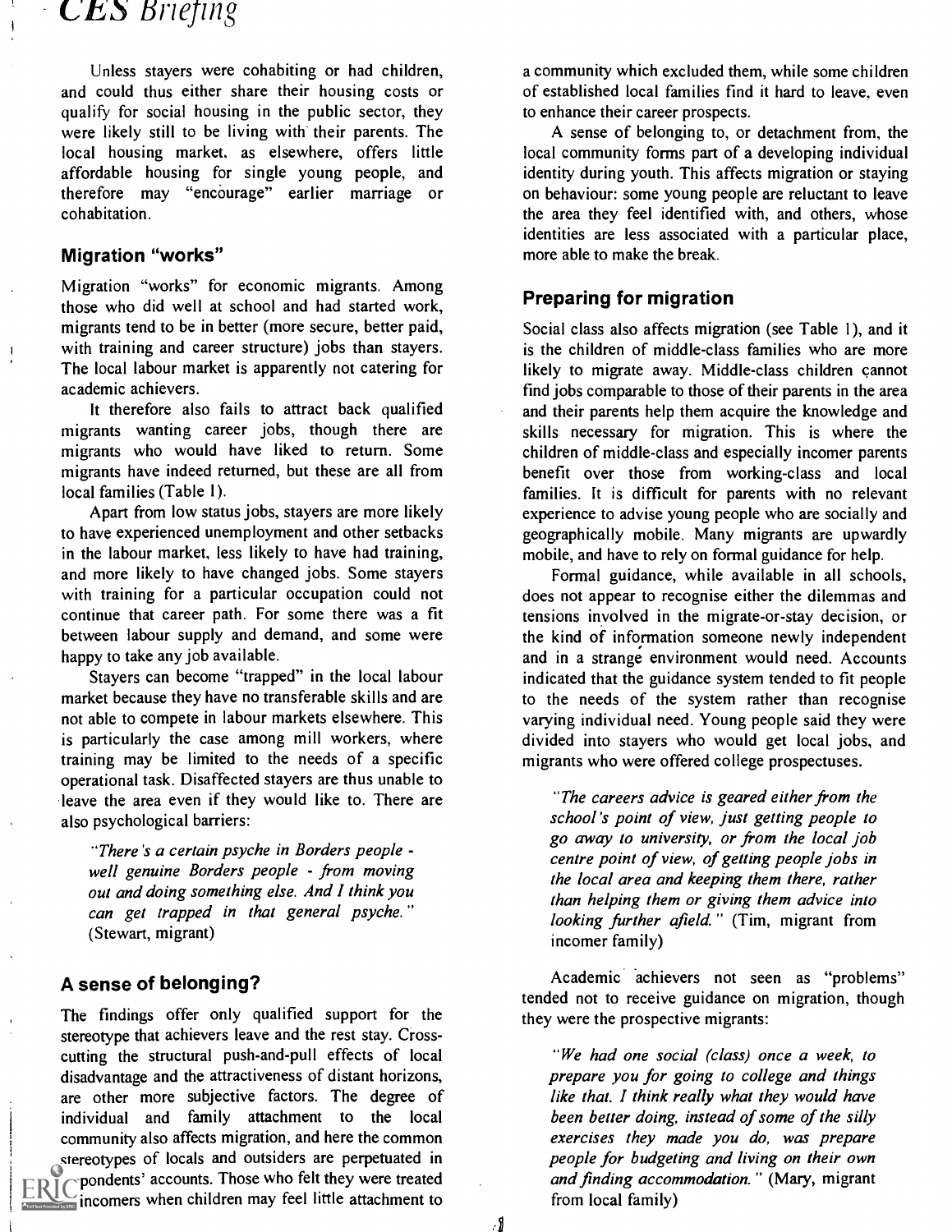Unless stayers were cohabiting or had children, and could thus either share their housing costs or qualify for social housing in the public sector, they were likely still to be living with their parents. The local housing market, as elsewhere, offers little affordable housing for single young people, and therefore may "encourage" earlier marriage or cohabitation.

## Migration "works"

Migration "works" for economic migrants. Among those who did well at school and had started work, migrants tend to be in better (more secure, better paid, with training and career structure) jobs than stayers. The local labour market is apparently not catering for academic achievers.

It therefore also fails to attract back qualified migrants wanting career jobs, though there are migrants who would have liked to return. Some migrants have indeed returned, but these are all from local families (Table 1).

Apart from low status jobs, stayers are more likely to have experienced unemployment and other setbacks in the labour market, less likely to have had training, and more likely to have changed jobs. Some stayers with training for a particular occupation could not continue that career path. For some there was a fit between labour supply and demand, and some were happy to take any job available.

Stayers can become "trapped" in the local labour market because they have no transferable skills and are not able to compete in labour markets elsewhere. This is particularly the case among mill workers, where training may be limited to the needs of a specific operational task. Disaffected stayers are thus unable to leave the area even if they would like to. There are also psychological barriers:

> *"There's a certain psyche in Borders people - well genuine Borders people - from moving out and doing something else. And I think you can get trapped in that general psyche."* (Stewart, migrant)

## A sense of belonging?

The findings offer only qualified support for the stereotype that achievers leave and the rest stay. Cross-cutting the structural push-and-pull effects of local disadvantage and the attractiveness of distant horizons, are other more subjective factors. The degree of individual and family attachment to the local community also affects migration, and here the common stereotypes of locals and outsiders are perpetuated in respondents' accounts. Those who felt they were treated incomers when children may feel little attachment to a community which excluded them, while some children of established local families find it hard to leave, even to enhance their career prospects.

A sense of belonging to, or detachment from, the local community forms part of a developing individual identity during youth. This affects migration or staying on behaviour: some young people are reluctant to leave the area they feel identified with, and others, whose identities are less associated with a particular place, more able to make the break.

## Preparing for migration

Social class also affects migration (see Table 1), and it is the children of middle-class families who are more likely to migrate away. Middle-class children cannot find jobs comparable to those of their parents in the area and their parents help them acquire the knowledge and skills necessary for migration. This is where the children of middle-class and especially incomer parents benefit over those from working-class and local families. It is difficult for parents with no relevant experience to advise young people who are socially and geographically mobile. Many migrants are upwardly mobile, and have to rely on formal guidance for help.

Formal guidance, while available in all schools, does not appear to recognise either the dilemmas and tensions involved in the migrate-or-stay decision, or the kind of information someone newly independent and in a strange environment would need. Accounts indicated that the guidance system tended to fit people to the needs of the system rather than recognise varying individual need. Young people said they were divided into stayers who would get local jobs, and migrants who were offered college prospectuses.

> *"The careers advice is geared either from the school's point of view, just getting people to go away to university, or from the local job centre point of view, of getting people jobs in the local area and keeping them there, rather than helping them or giving them advice into looking further afield."* (Tim, migrant from incomer family)

Academic achievers not seen as "problems" tended not to receive guidance on migration, though they were the prospective migrants:

> *"We had one social (class) once a week, to prepare you for going to college and things like that. I think really what they would have been better doing, instead of some of the silly exercises they made you do, was prepare people for budgeting and living on their own and finding accommodation."* (Mary, migrant from local family)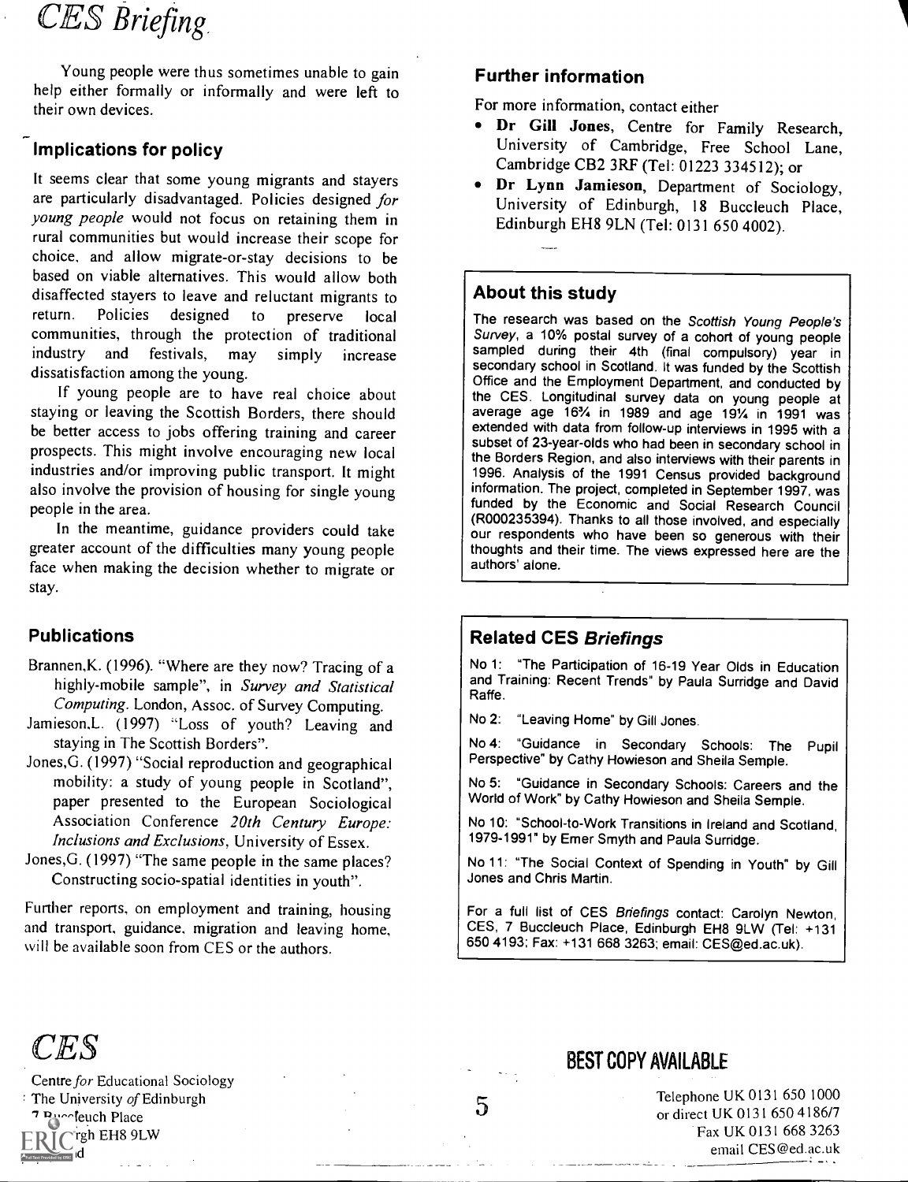Young people were thus sometimes unable to gain help either formally or informally and were left to their own devices.

## Implications for policy

It seems clear that some young migrants and stayers are particularly disadvantaged. Policies designed *for young people* would not focus on retaining them in rural communities but would increase their scope for choice, and allow migrate-or-stay decisions to be based on viable alternatives. This would allow both disaffected stayers to leave and reluctant migrants to return. Policies designed to preserve local communities, through the protection of traditional industry and festivals, may simply increase dissatisfaction among the young.

If young people are to have real choice about staying or leaving the Scottish Borders, there should be better access to jobs offering training and career prospects. This might involve encouraging new local industries and/or improving public transport. It might also involve the provision of housing for single young people in the area.

In the meantime, guidance providers could take greater account of the difficulties many young people face when making the decision whether to migrate or stay.

## Publications

Brannen,K. (1996). "Where are they now? Tracing of a highly-mobile sample", in *Survey and Statistical Computing*. London, Assoc. of Survey Computing.

Jamieson,L. (1997) "Loss of youth? Leaving and staying in The Scottish Borders".

Jones,G. (1997) "Social reproduction and geographical mobility: a study of young people in Scotland", paper presented to the European Sociological Association Conference *20th Century Europe: Inclusions and Exclusions*, University of Essex.

Jones,G. (1997) "The same people in the same places? Constructing socio-spatial identities in youth".

Further reports, on employment and training, housing and transport, guidance, migration and leaving home, will be available soon from CES or the authors.

## Further information

For more information, contact either

- **Dr Gill Jones**, Centre for Family Research, University of Cambridge, Free School Lane, Cambridge CB2 3RF (Tel: 01223 334512); or
- **Dr Lynn Jamieson**, Department of Sociology, University of Edinburgh, 18 Buccleuch Place, Edinburgh EH8 9LN (Tel: 0131 650 4002).

## About this study

The research was based on the *Scottish Young People's Survey*, a 10% postal survey of a cohort of young people sampled during their 4th (final compulsory) year in secondary school in Scotland. It was funded by the Scottish Office and the Employment Department, and conducted by the CES. Longitudinal survey data on young people at average age 16¾ in 1989 and age 19¼ in 1991 was extended with data from follow-up interviews in 1995 with a subset of 23-year-olds who had been in secondary school in the Borders Region, and also interviews with their parents in 1996. Analysis of the 1991 Census provided background information. The project, completed in September 1997, was funded by the Economic and Social Research Council (R000235394). Thanks to all those involved, and especially our respondents who have been so generous with their thoughts and their time. The views expressed here are the authors' alone.

## Related CES *Briefings*

No 1: "The Participation of 16-19 Year Olds in Education and Training: Recent Trends" by Paula Surridge and David Raffe.

No 2: "Leaving Home" by Gill Jones.

No 4: "Guidance in Secondary Schools: The Pupil Perspective" by Cathy Howieson and Sheila Semple.

No 5: "Guidance in Secondary Schools: Careers and the World of Work" by Cathy Howieson and Sheila Semple.

No 10: "School-to-Work Transitions in Ireland and Scotland, 1979-1991" by Emer Smyth and Paula Surridge.

No 11: "The Social Context of Spending in Youth" by Gill Jones and Chris Martin.

For a full list of CES *Briefings* contact: Carolyn Newton, CES, 7 Buccleuch Place, Edinburgh EH8 9LW (Tel: +131 650 4193; Fax: +131 668 3263; email: CES@ed.ac.uk).

*CES*

Centre *for* Educational Sociology
The University *of* Edinburgh
7 Buccleuch Place
Edinburgh EH8 9LW
Scotland

BEST COPY AVAILABLE

Telephone UK 0131 650 1000
or direct UK 0131 650 4186/7
Fax UK 0131 668 3263
email CES@ed.ac.uk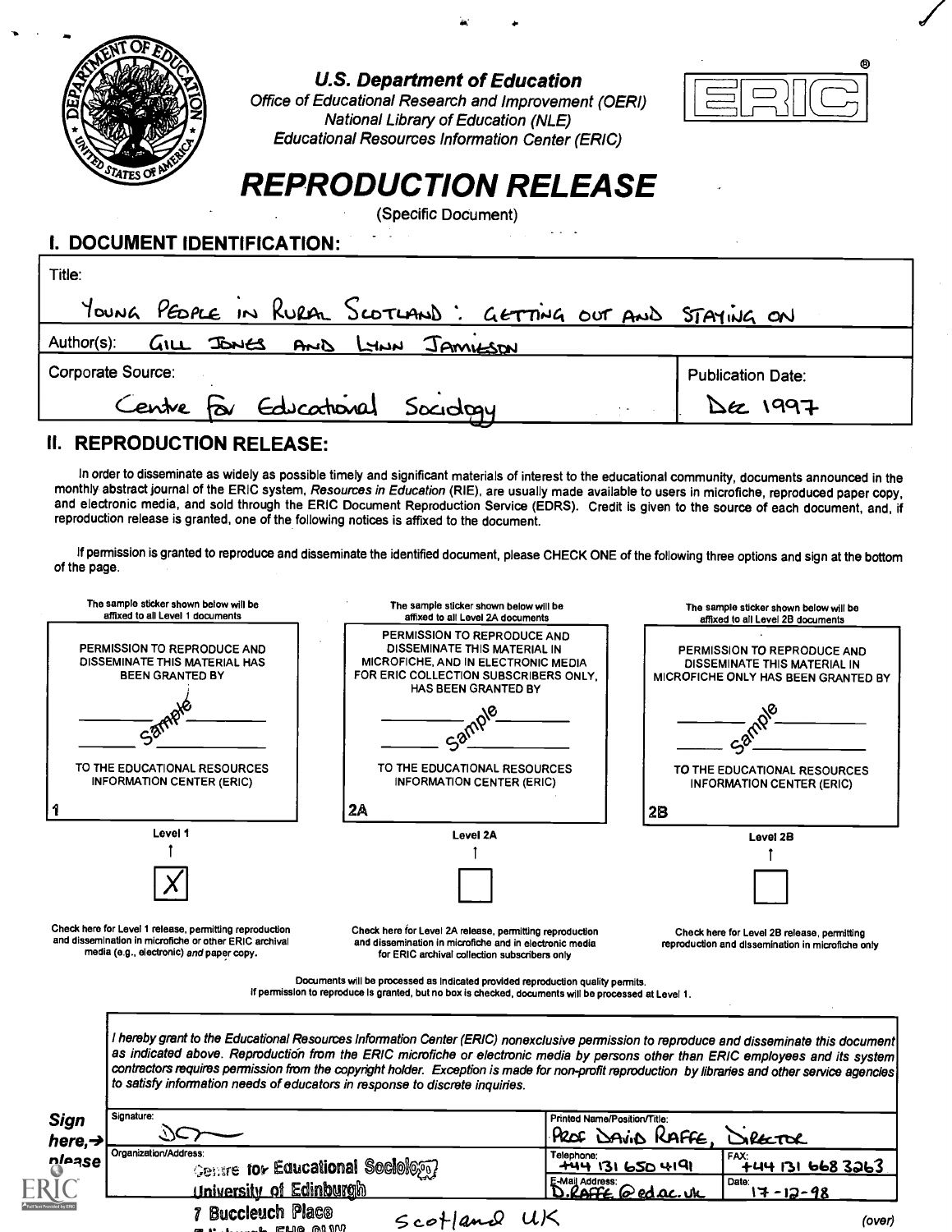U.S. Department of Education
*Office of Educational Research and Improvement (OERI)*
*National Library of Education (NLE)*
*Educational Resources Information Center (ERIC)*

ERIC®

# REPRODUCTION RELEASE

(Specific Document)

## I. DOCUMENT IDENTIFICATION:

| | |
|---|---|
| Title: YOUNG PEOPLE IN RURAL SCOTLAND: GETTING OUT AND STAYING ON | |
| Author(s): GILL JONES AND LYNN JAMIESON | |
| Corporate Source: Centre for Educational Sociology | Publication Date: Dec 1997 |

## II. REPRODUCTION RELEASE:

In order to disseminate as widely as possible timely and significant materials of interest to the educational community, documents announced in the monthly abstract journal of the ERIC system, *Resources in Education* (RIE), are usually made available to users in microfiche, reproduced paper copy, and electronic media, and sold through the ERIC Document Reproduction Service (EDRS). Credit is given to the source of each document, and, if reproduction release is granted, one of the following notices is affixed to the document.

If permission is granted to reproduce and disseminate the identified document, please CHECK ONE of the following three options and sign at the bottom of the page.

| The sample sticker shown below will be affixed to all Level 1 documents | The sample sticker shown below will be affixed to all Level 2A documents | The sample sticker shown below will be affixed to all Level 2B documents |
|---|---|---|
| PERMISSION TO REPRODUCE AND DISSEMINATE THIS MATERIAL HAS BEEN GRANTED BY Sample TO THE EDUCATIONAL RESOURCES INFORMATION CENTER (ERIC) | PERMISSION TO REPRODUCE AND DISSEMINATE THIS MATERIAL IN MICROFICHE, AND IN ELECTRONIC MEDIA FOR ERIC COLLECTION SUBSCRIBERS ONLY, HAS BEEN GRANTED BY Sample TO THE EDUCATIONAL RESOURCES INFORMATION CENTER (ERIC) | PERMISSION TO REPRODUCE AND DISSEMINATE THIS MATERIAL IN MICROFICHE ONLY HAS BEEN GRANTED BY Sample TO THE EDUCATIONAL RESOURCES INFORMATION CENTER (ERIC) |
| 1 | 2A | 2B |
| Level 1 | Level 2A | Level 2B |
| [X] | [ ] | [ ] |
| Check here for Level 1 release, permitting reproduction and dissemination in microfiche or other ERIC archival media (e.g., electronic) *and* paper copy. | Check here for Level 2A release, permitting reproduction and dissemination in microfiche and in electronic media for ERIC archival collection subscribers only | Check here for Level 2B release, permitting reproduction and dissemination in microfiche only |

Documents will be processed as indicated provided reproduction quality permits.
If permission to reproduce is granted, but no box is checked, documents will be processed at Level 1.

*I hereby grant to the Educational Resources Information Center (ERIC) nonexclusive permission to reproduce and disseminate this document as indicated above. Reproduction from the ERIC microfiche or electronic media by persons other than ERIC employees and its system contractors requires permission from the copyright holder. Exception is made for non-profit reproduction by libraries and other service agencies to satisfy information needs of educators in response to discrete inquiries.*

**Sign here, → please**

| | | |
|---|---|---|
| Signature: [signature] | Printed Name/Position/Title: PROF DAVID RAFFE, DIRECTOR | |
| Organization/Address: Centre for Educational Sociology, University of Edinburgh, 7 Buccleuch Place, Edinburgh EH8 9LW, Scotland UK | Telephone: +44 131 650 4191 | FAX: +44 131 668 3263 |
| | E-Mail Address: D.RAFFE@ed.ac.uk | Date: 17-12-98 |

(over)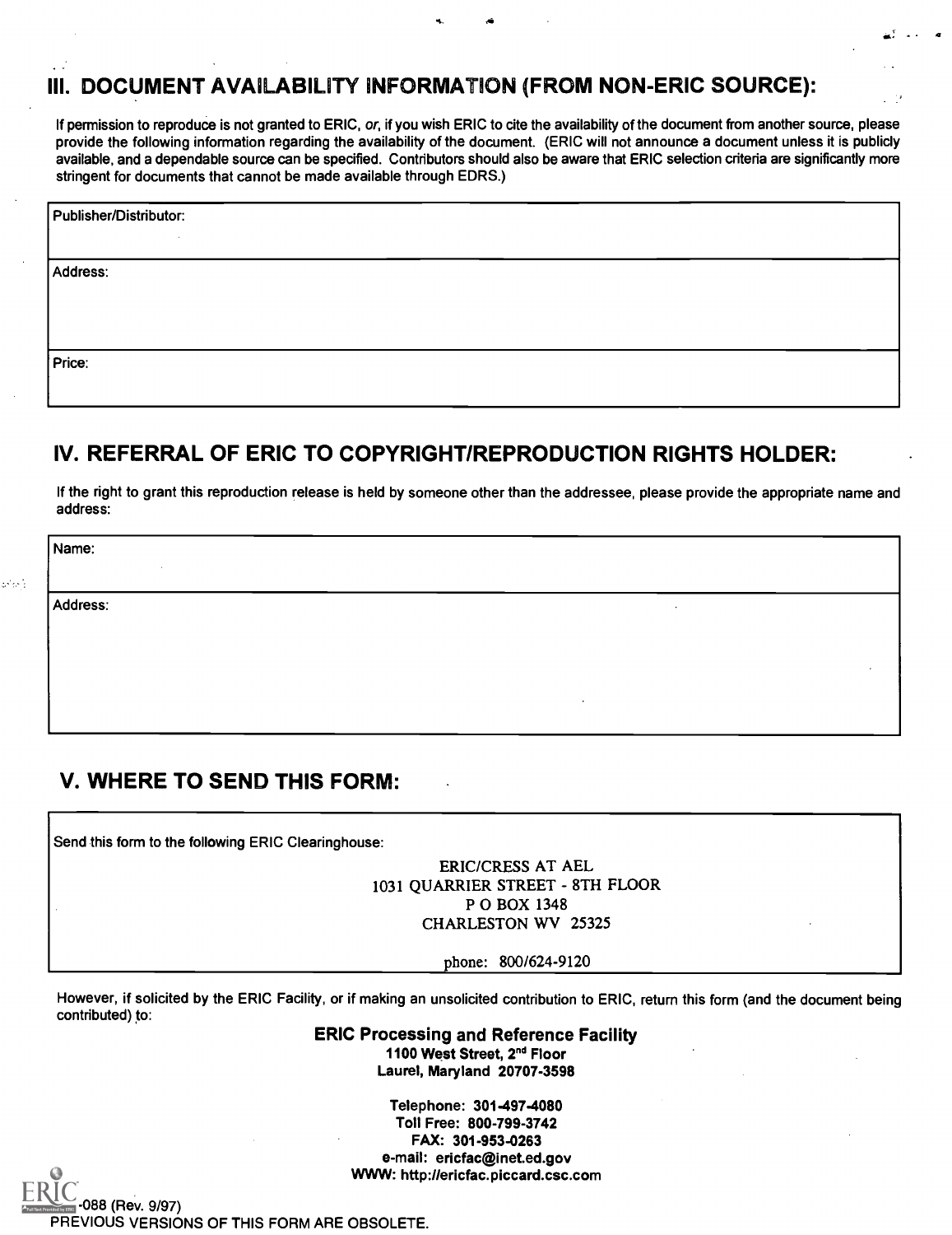## III. DOCUMENT AVAILABILITY INFORMATION (FROM NON-ERIC SOURCE):

If permission to reproduce is not granted to ERIC, *or*, if you wish ERIC to cite the availability of the document from another source, please provide the following information regarding the availability of the document. (ERIC will not announce a document unless it is publicly available, and a dependable source can be specified. Contributors should also be aware that ERIC selection criteria are significantly more stringent for documents that cannot be made available through EDRS.)

| |
|---|
| Publisher/Distributor: |
| Address: |
| Price: |

## IV. REFERRAL OF ERIC TO COPYRIGHT/REPRODUCTION RIGHTS HOLDER:

If the right to grant this reproduction release is held by someone other than the addressee, please provide the appropriate name and address:

| |
|---|
| Name: |
| Address: |

## V. WHERE TO SEND THIS FORM:

Send this form to the following ERIC Clearinghouse:

ERIC/CRESS AT AEL
1031 QUARRIER STREET - 8TH FLOOR
P O BOX 1348
CHARLESTON WV 25325

phone: 800/624-9120

However, if solicited by the ERIC Facility, or if making an unsolicited contribution to ERIC, return this form (and the document being contributed) to:

**ERIC Processing and Reference Facility**
**1100 West Street, 2nd Floor**
**Laurel, Maryland 20707-3598**

**Telephone: 301-497-4080**
**Toll Free: 800-799-3742**
**FAX: 301-953-0263**
**e-mail: ericfac@inet.ed.gov**
**WWW: http://ericfac.piccard.csc.com**

-088 (Rev. 9/97)
PREVIOUS VERSIONS OF THIS FORM ARE OBSOLETE.